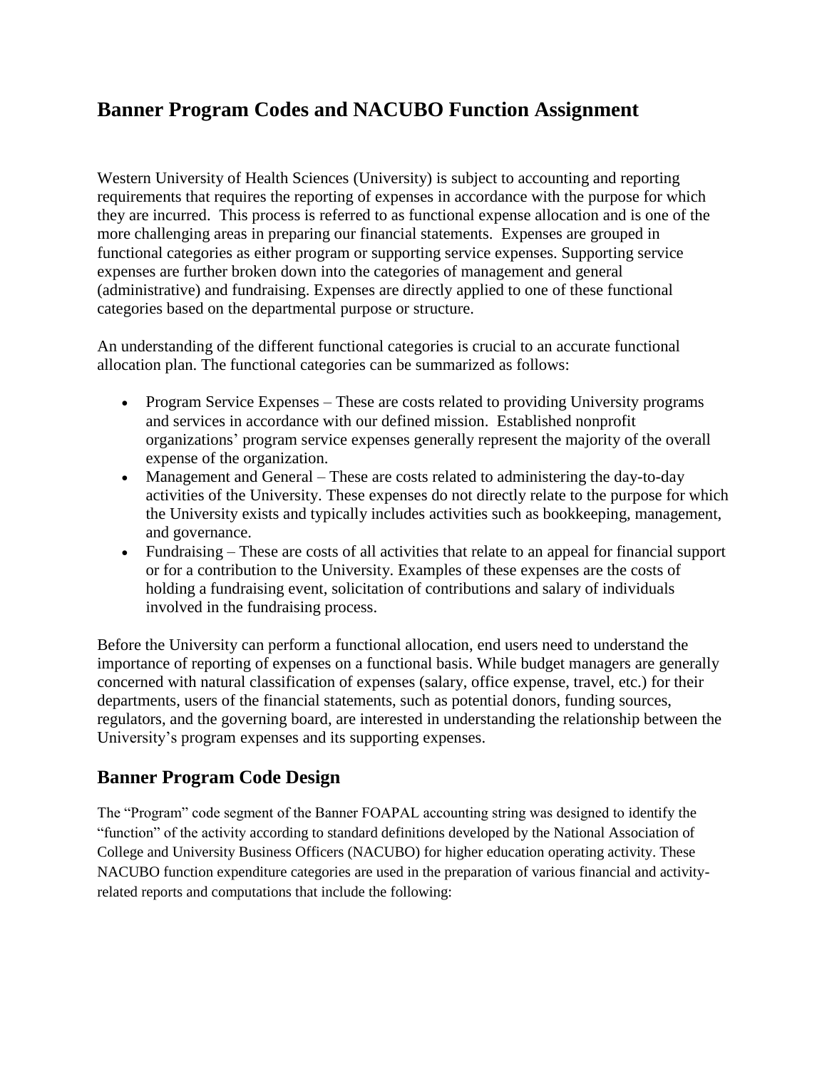# Banner Program Codes and NACUBO Function Assignment

Western University of Health Sciences (University) is subject to accounting and reporting requirements that requires the reporting of expenses in accordance with the purpose for which they are incurred. This process is referred to as functional expense allocation and is one of the more challenging areas in preparing our financial statements. Expenses are grouped in functional categories as either program or supporting service expenses. Supporting service expenses are further broken down into the categories of management and general (administrative) and fundraising. Expenses are directly applied to one of these functional categories based on the departmental purpose or structure.

An understanding of the different functional categories is crucial to an accurate functional allocation plan. The functional categories can be summarized as follows:

- Program Service Expenses – These are costs related to providing University programs and services in accordance with our defined mission. Established nonprofit organizations' program service expenses generally represent the majority of the overall expense of the organization.
- Management and General – These are costs related to administering the day-to-day activities of the University. These expenses do not directly relate to the purpose for which the University exists and typically includes activities such as bookkeeping, management, and governance.
- Fundraising – These are costs of all activities that relate to an appeal for financial support or for a contribution to the University. Examples of these expenses are the costs of holding a fundraising event, solicitation of contributions and salary of individuals involved in the fundraising process.

Before the University can perform a functional allocation, end users need to understand the importance of reporting of expenses on a functional basis. While budget managers are generally concerned with natural classification of expenses (salary, office expense, travel, etc.) for their departments, users of the financial statements, such as potential donors, funding sources, regulators, and the governing board, are interested in understanding the relationship between the University's program expenses and its supporting expenses.

## Banner Program Code Design

The "Program" code segment of the Banner FOAPAL accounting string was designed to identify the "function" of the activity according to standard definitions developed by the National Association of College and University Business Officers (NACUBO) for higher education operating activity. These NACUBO function expenditure categories are used in the preparation of various financial and activity-related reports and computations that include the following: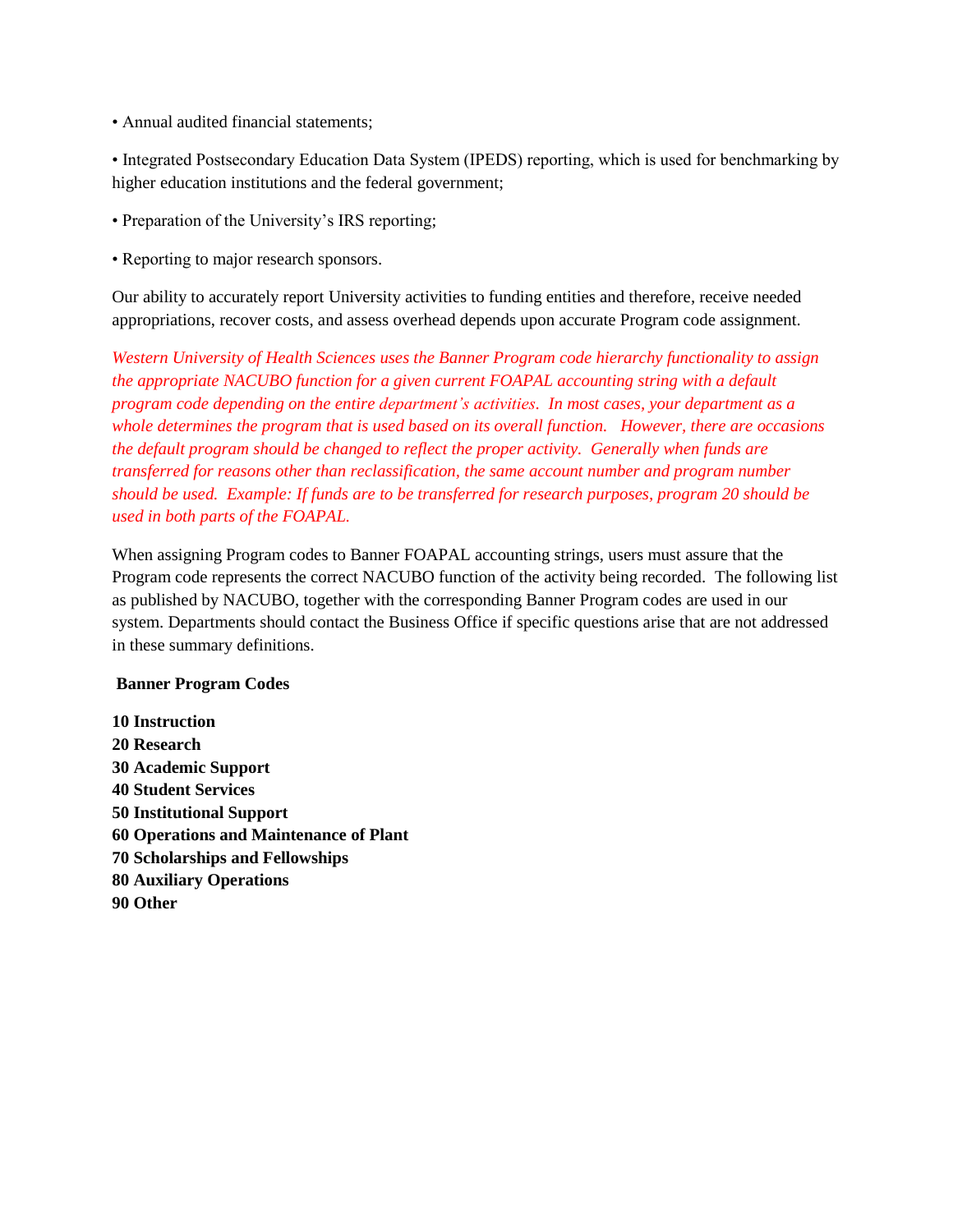- Annual audited financial statements;
- Integrated Postsecondary Education Data System (IPEDS) reporting, which is used for benchmarking by higher education institutions and the federal government;
- Preparation of the University's IRS reporting;
- Reporting to major research sponsors.

Our ability to accurately report University activities to funding entities and therefore, receive needed appropriations, recover costs, and assess overhead depends upon accurate Program code assignment.

*Western University of Health Sciences uses the Banner Program code hierarchy functionality to assign the appropriate NACUBO function for a given current FOAPAL accounting string with a default program code depending on the entire department's activities. In most cases, your department as a whole determines the program that is used based on its overall function. However, there are occasions the default program should be changed to reflect the proper activity. Generally when funds are transferred for reasons other than reclassification, the same account number and program number should be used. Example: If funds are to be transferred for research purposes, program 20 should be used in both parts of the FOAPAL.*

When assigning Program codes to Banner FOAPAL accounting strings, users must assure that the Program code represents the correct NACUBO function of the activity being recorded. The following list as published by NACUBO, together with the corresponding Banner Program codes are used in our system. Departments should contact the Business Office if specific questions arise that are not addressed in these summary definitions.

**Banner Program Codes**

**10 Instruction**
**20 Research**
**30 Academic Support**
**40 Student Services**
**50 Institutional Support**
**60 Operations and Maintenance of Plant**
**70 Scholarships and Fellowships**
**80 Auxiliary Operations**
**90 Other**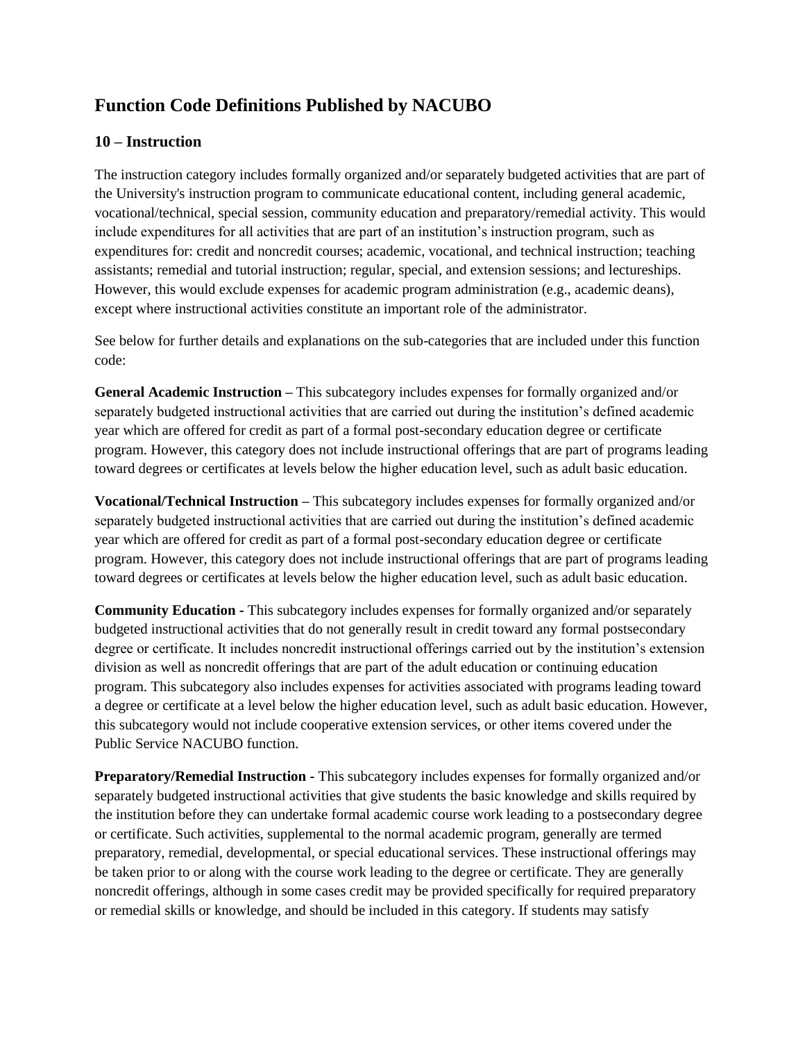# Function Code Definitions Published by NACUBO

## 10 – Instruction

The instruction category includes formally organized and/or separately budgeted activities that are part of the University's instruction program to communicate educational content, including general academic, vocational/technical, special session, community education and preparatory/remedial activity. This would include expenditures for all activities that are part of an institution's instruction program, such as expenditures for: credit and noncredit courses; academic, vocational, and technical instruction; teaching assistants; remedial and tutorial instruction; regular, special, and extension sessions; and lectureships. However, this would exclude expenses for academic program administration (e.g., academic deans), except where instructional activities constitute an important role of the administrator.

See below for further details and explanations on the sub-categories that are included under this function code:

**General Academic Instruction –** This subcategory includes expenses for formally organized and/or separately budgeted instructional activities that are carried out during the institution's defined academic year which are offered for credit as part of a formal post-secondary education degree or certificate program. However, this category does not include instructional offerings that are part of programs leading toward degrees or certificates at levels below the higher education level, such as adult basic education.

**Vocational/Technical Instruction –** This subcategory includes expenses for formally organized and/or separately budgeted instructional activities that are carried out during the institution's defined academic year which are offered for credit as part of a formal post-secondary education degree or certificate program. However, this category does not include instructional offerings that are part of programs leading toward degrees or certificates at levels below the higher education level, such as adult basic education.

**Community Education -** This subcategory includes expenses for formally organized and/or separately budgeted instructional activities that do not generally result in credit toward any formal postsecondary degree or certificate. It includes noncredit instructional offerings carried out by the institution's extension division as well as noncredit offerings that are part of the adult education or continuing education program. This subcategory also includes expenses for activities associated with programs leading toward a degree or certificate at a level below the higher education level, such as adult basic education. However, this subcategory would not include cooperative extension services, or other items covered under the Public Service NACUBO function.

**Preparatory/Remedial Instruction -** This subcategory includes expenses for formally organized and/or separately budgeted instructional activities that give students the basic knowledge and skills required by the institution before they can undertake formal academic course work leading to a postsecondary degree or certificate. Such activities, supplemental to the normal academic program, generally are termed preparatory, remedial, developmental, or special educational services. These instructional offerings may be taken prior to or along with the course work leading to the degree or certificate. They are generally noncredit offerings, although in some cases credit may be provided specifically for required preparatory or remedial skills or knowledge, and should be included in this category. If students may satisfy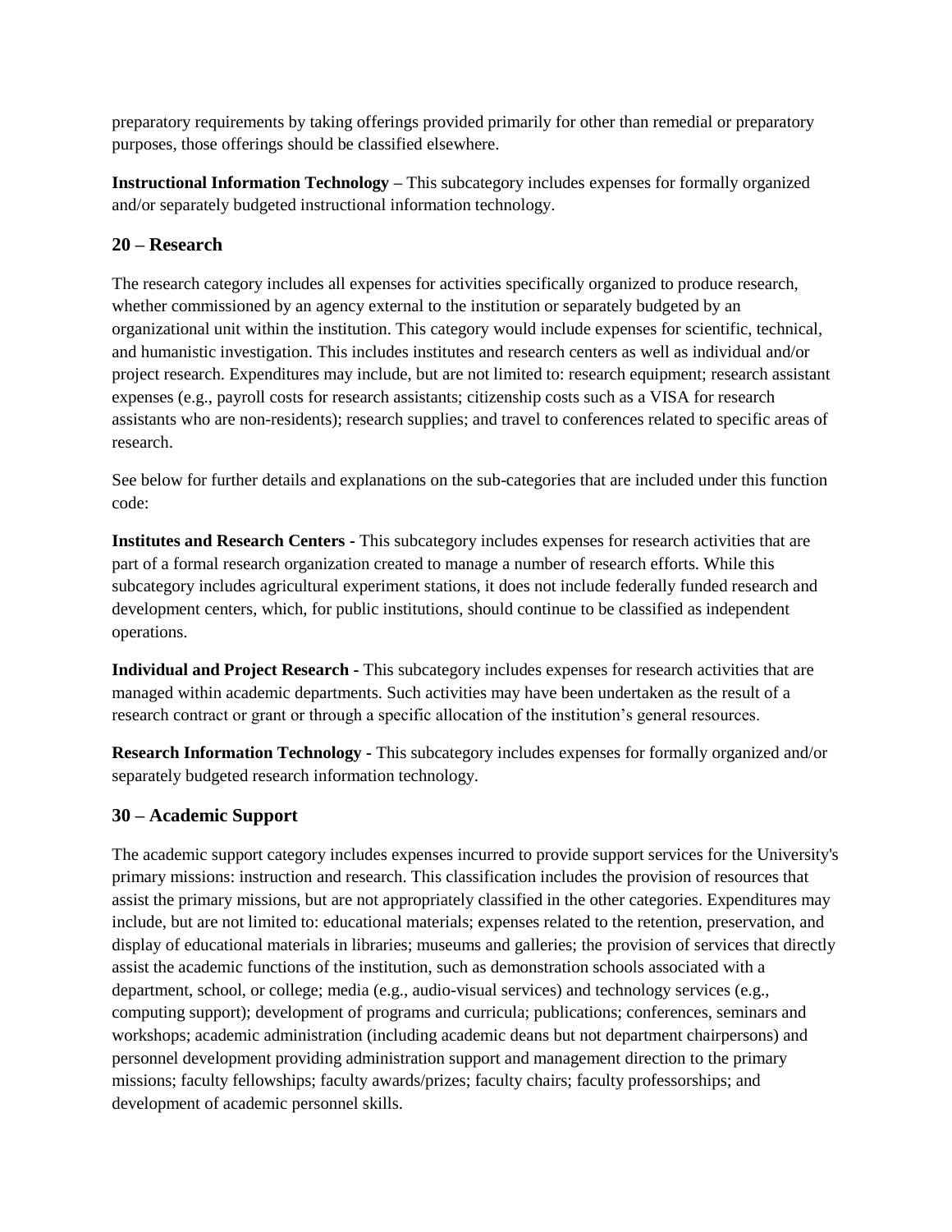preparatory requirements by taking offerings provided primarily for other than remedial or preparatory purposes, those offerings should be classified elsewhere.

**Instructional Information Technology** – This subcategory includes expenses for formally organized and/or separately budgeted instructional information technology.

## 20 – Research

The research category includes all expenses for activities specifically organized to produce research, whether commissioned by an agency external to the institution or separately budgeted by an organizational unit within the institution. This category would include expenses for scientific, technical, and humanistic investigation. This includes institutes and research centers as well as individual and/or project research. Expenditures may include, but are not limited to: research equipment; research assistant expenses (e.g., payroll costs for research assistants; citizenship costs such as a VISA for research assistants who are non-residents); research supplies; and travel to conferences related to specific areas of research.

See below for further details and explanations on the sub-categories that are included under this function code:

**Institutes and Research Centers** - This subcategory includes expenses for research activities that are part of a formal research organization created to manage a number of research efforts. While this subcategory includes agricultural experiment stations, it does not include federally funded research and development centers, which, for public institutions, should continue to be classified as independent operations.

**Individual and Project Research** - This subcategory includes expenses for research activities that are managed within academic departments. Such activities may have been undertaken as the result of a research contract or grant or through a specific allocation of the institution's general resources.

**Research Information Technology** - This subcategory includes expenses for formally organized and/or separately budgeted research information technology.

## 30 – Academic Support

The academic support category includes expenses incurred to provide support services for the University's primary missions: instruction and research. This classification includes the provision of resources that assist the primary missions, but are not appropriately classified in the other categories. Expenditures may include, but are not limited to: educational materials; expenses related to the retention, preservation, and display of educational materials in libraries; museums and galleries; the provision of services that directly assist the academic functions of the institution, such as demonstration schools associated with a department, school, or college; media (e.g., audio-visual services) and technology services (e.g., computing support); development of programs and curricula; publications; conferences, seminars and workshops; academic administration (including academic deans but not department chairpersons) and personnel development providing administration support and management direction to the primary missions; faculty fellowships; faculty awards/prizes; faculty chairs; faculty professorships; and development of academic personnel skills.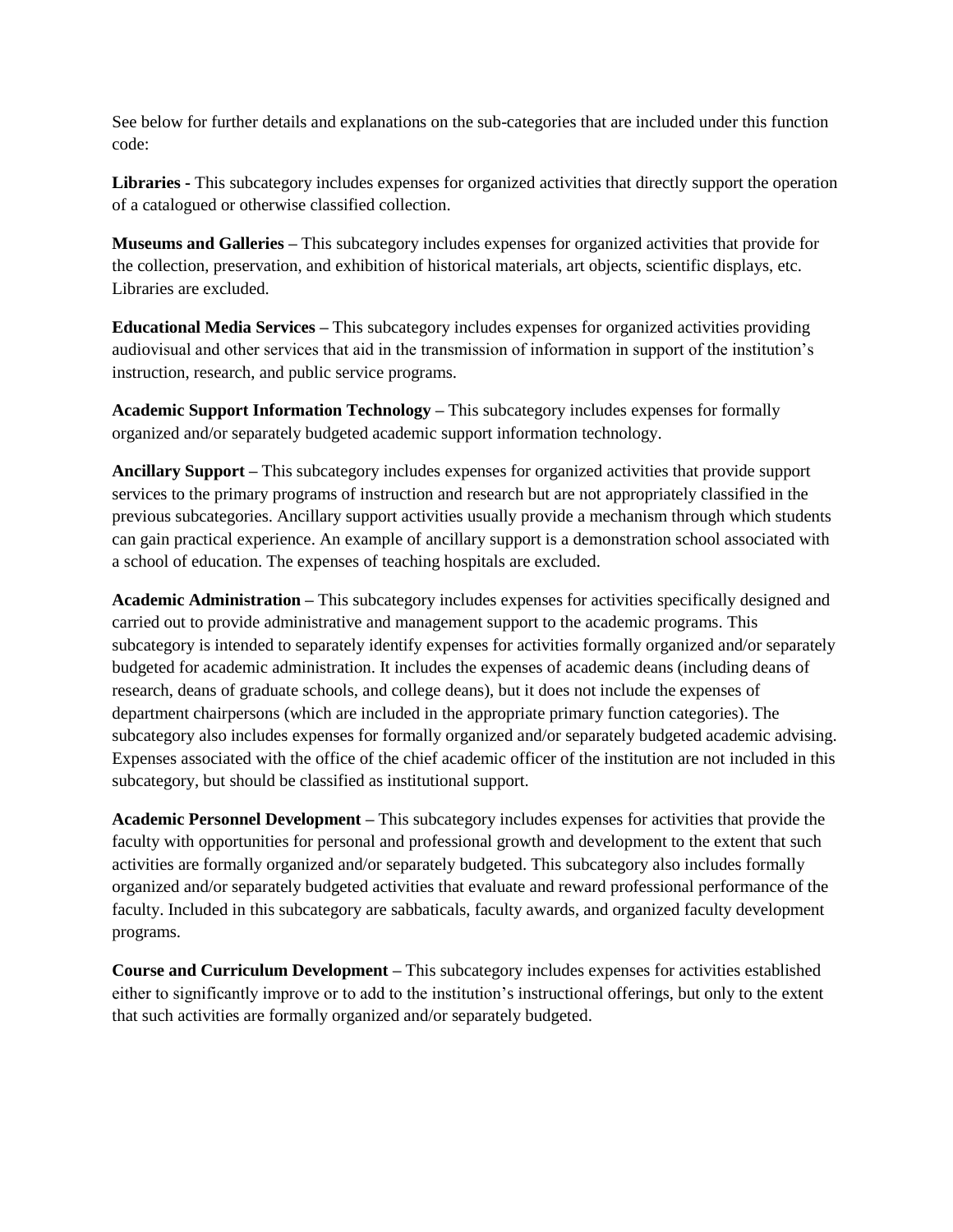See below for further details and explanations on the sub-categories that are included under this function code:

**Libraries** - This subcategory includes expenses for organized activities that directly support the operation of a catalogued or otherwise classified collection.

**Museums and Galleries** – This subcategory includes expenses for organized activities that provide for the collection, preservation, and exhibition of historical materials, art objects, scientific displays, etc. Libraries are excluded.

**Educational Media Services** – This subcategory includes expenses for organized activities providing audiovisual and other services that aid in the transmission of information in support of the institution's instruction, research, and public service programs.

**Academic Support Information Technology** – This subcategory includes expenses for formally organized and/or separately budgeted academic support information technology.

**Ancillary Support** – This subcategory includes expenses for organized activities that provide support services to the primary programs of instruction and research but are not appropriately classified in the previous subcategories. Ancillary support activities usually provide a mechanism through which students can gain practical experience. An example of ancillary support is a demonstration school associated with a school of education. The expenses of teaching hospitals are excluded.

**Academic Administration** – This subcategory includes expenses for activities specifically designed and carried out to provide administrative and management support to the academic programs. This subcategory is intended to separately identify expenses for activities formally organized and/or separately budgeted for academic administration. It includes the expenses of academic deans (including deans of research, deans of graduate schools, and college deans), but it does not include the expenses of department chairpersons (which are included in the appropriate primary function categories). The subcategory also includes expenses for formally organized and/or separately budgeted academic advising. Expenses associated with the office of the chief academic officer of the institution are not included in this subcategory, but should be classified as institutional support.

**Academic Personnel Development** – This subcategory includes expenses for activities that provide the faculty with opportunities for personal and professional growth and development to the extent that such activities are formally organized and/or separately budgeted. This subcategory also includes formally organized and/or separately budgeted activities that evaluate and reward professional performance of the faculty. Included in this subcategory are sabbaticals, faculty awards, and organized faculty development programs.

**Course and Curriculum Development** – This subcategory includes expenses for activities established either to significantly improve or to add to the institution's instructional offerings, but only to the extent that such activities are formally organized and/or separately budgeted.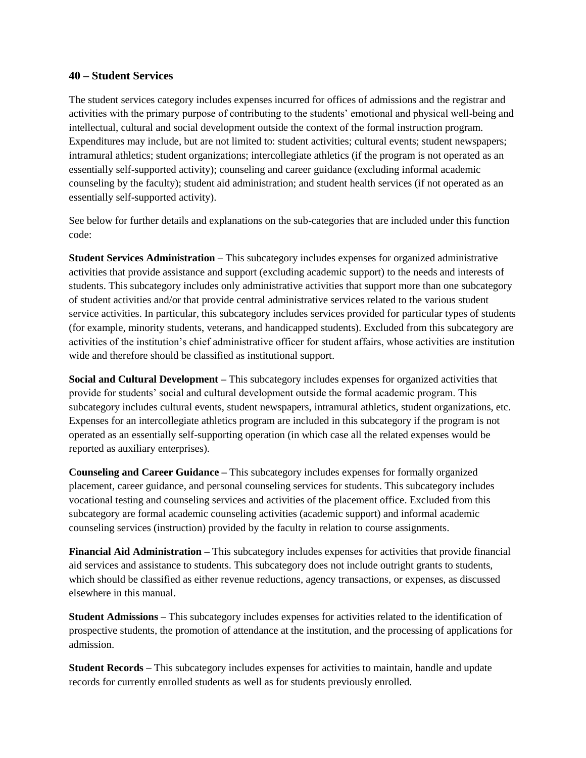## 40 – Student Services

The student services category includes expenses incurred for offices of admissions and the registrar and activities with the primary purpose of contributing to the students' emotional and physical well-being and intellectual, cultural and social development outside the context of the formal instruction program. Expenditures may include, but are not limited to: student activities; cultural events; student newspapers; intramural athletics; student organizations; intercollegiate athletics (if the program is not operated as an essentially self-supported activity); counseling and career guidance (excluding informal academic counseling by the faculty); student aid administration; and student health services (if not operated as an essentially self-supported activity).

See below for further details and explanations on the sub-categories that are included under this function code:

**Student Services Administration –** This subcategory includes expenses for organized administrative activities that provide assistance and support (excluding academic support) to the needs and interests of students. This subcategory includes only administrative activities that support more than one subcategory of student activities and/or that provide central administrative services related to the various student service activities. In particular, this subcategory includes services provided for particular types of students (for example, minority students, veterans, and handicapped students). Excluded from this subcategory are activities of the institution's chief administrative officer for student affairs, whose activities are institution wide and therefore should be classified as institutional support.

**Social and Cultural Development –** This subcategory includes expenses for organized activities that provide for students' social and cultural development outside the formal academic program. This subcategory includes cultural events, student newspapers, intramural athletics, student organizations, etc. Expenses for an intercollegiate athletics program are included in this subcategory if the program is not operated as an essentially self-supporting operation (in which case all the related expenses would be reported as auxiliary enterprises).

**Counseling and Career Guidance –** This subcategory includes expenses for formally organized placement, career guidance, and personal counseling services for students. This subcategory includes vocational testing and counseling services and activities of the placement office. Excluded from this subcategory are formal academic counseling activities (academic support) and informal academic counseling services (instruction) provided by the faculty in relation to course assignments.

**Financial Aid Administration –** This subcategory includes expenses for activities that provide financial aid services and assistance to students. This subcategory does not include outright grants to students, which should be classified as either revenue reductions, agency transactions, or expenses, as discussed elsewhere in this manual.

**Student Admissions –** This subcategory includes expenses for activities related to the identification of prospective students, the promotion of attendance at the institution, and the processing of applications for admission.

**Student Records –** This subcategory includes expenses for activities to maintain, handle and update records for currently enrolled students as well as for students previously enrolled.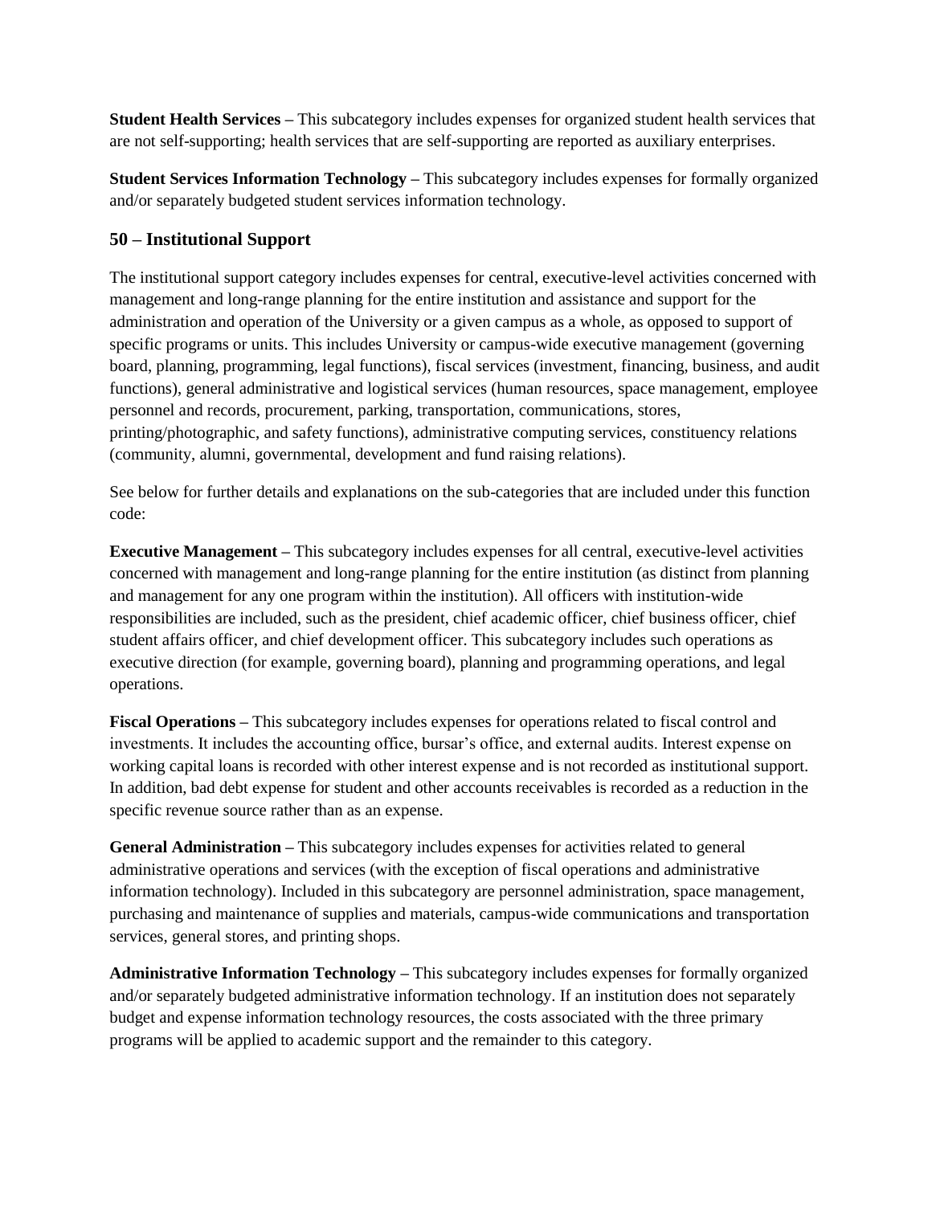**Student Health Services –** This subcategory includes expenses for organized student health services that are not self-supporting; health services that are self-supporting are reported as auxiliary enterprises.

**Student Services Information Technology –** This subcategory includes expenses for formally organized and/or separately budgeted student services information technology.

### 50 – Institutional Support

The institutional support category includes expenses for central, executive-level activities concerned with management and long-range planning for the entire institution and assistance and support for the administration and operation of the University or a given campus as a whole, as opposed to support of specific programs or units. This includes University or campus-wide executive management (governing board, planning, programming, legal functions), fiscal services (investment, financing, business, and audit functions), general administrative and logistical services (human resources, space management, employee personnel and records, procurement, parking, transportation, communications, stores, printing/photographic, and safety functions), administrative computing services, constituency relations (community, alumni, governmental, development and fund raising relations).

See below for further details and explanations on the sub-categories that are included under this function code:

**Executive Management –** This subcategory includes expenses for all central, executive-level activities concerned with management and long-range planning for the entire institution (as distinct from planning and management for any one program within the institution). All officers with institution-wide responsibilities are included, such as the president, chief academic officer, chief business officer, chief student affairs officer, and chief development officer. This subcategory includes such operations as executive direction (for example, governing board), planning and programming operations, and legal operations.

**Fiscal Operations –** This subcategory includes expenses for operations related to fiscal control and investments. It includes the accounting office, bursar's office, and external audits. Interest expense on working capital loans is recorded with other interest expense and is not recorded as institutional support. In addition, bad debt expense for student and other accounts receivables is recorded as a reduction in the specific revenue source rather than as an expense.

**General Administration –** This subcategory includes expenses for activities related to general administrative operations and services (with the exception of fiscal operations and administrative information technology). Included in this subcategory are personnel administration, space management, purchasing and maintenance of supplies and materials, campus-wide communications and transportation services, general stores, and printing shops.

**Administrative Information Technology –** This subcategory includes expenses for formally organized and/or separately budgeted administrative information technology. If an institution does not separately budget and expense information technology resources, the costs associated with the three primary programs will be applied to academic support and the remainder to this category.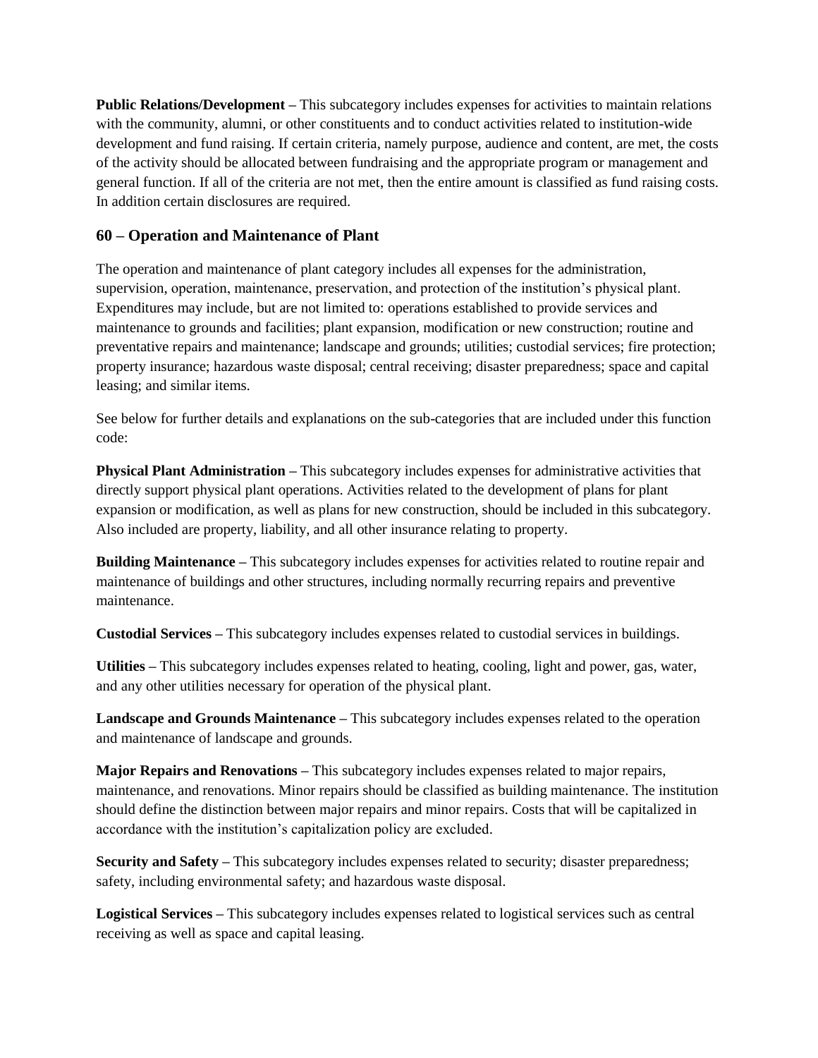**Public Relations/Development –** This subcategory includes expenses for activities to maintain relations with the community, alumni, or other constituents and to conduct activities related to institution-wide development and fund raising. If certain criteria, namely purpose, audience and content, are met, the costs of the activity should be allocated between fundraising and the appropriate program or management and general function. If all of the criteria are not met, then the entire amount is classified as fund raising costs. In addition certain disclosures are required.

## 60 – Operation and Maintenance of Plant

The operation and maintenance of plant category includes all expenses for the administration, supervision, operation, maintenance, preservation, and protection of the institution's physical plant. Expenditures may include, but are not limited to: operations established to provide services and maintenance to grounds and facilities; plant expansion, modification or new construction; routine and preventative repairs and maintenance; landscape and grounds; utilities; custodial services; fire protection; property insurance; hazardous waste disposal; central receiving; disaster preparedness; space and capital leasing; and similar items.

See below for further details and explanations on the sub-categories that are included under this function code:

**Physical Plant Administration –** This subcategory includes expenses for administrative activities that directly support physical plant operations. Activities related to the development of plans for plant expansion or modification, as well as plans for new construction, should be included in this subcategory. Also included are property, liability, and all other insurance relating to property.

**Building Maintenance –** This subcategory includes expenses for activities related to routine repair and maintenance of buildings and other structures, including normally recurring repairs and preventive maintenance.

**Custodial Services –** This subcategory includes expenses related to custodial services in buildings.

**Utilities –** This subcategory includes expenses related to heating, cooling, light and power, gas, water, and any other utilities necessary for operation of the physical plant.

**Landscape and Grounds Maintenance –** This subcategory includes expenses related to the operation and maintenance of landscape and grounds.

**Major Repairs and Renovations –** This subcategory includes expenses related to major repairs, maintenance, and renovations. Minor repairs should be classified as building maintenance. The institution should define the distinction between major repairs and minor repairs. Costs that will be capitalized in accordance with the institution's capitalization policy are excluded.

**Security and Safety –** This subcategory includes expenses related to security; disaster preparedness; safety, including environmental safety; and hazardous waste disposal.

**Logistical Services –** This subcategory includes expenses related to logistical services such as central receiving as well as space and capital leasing.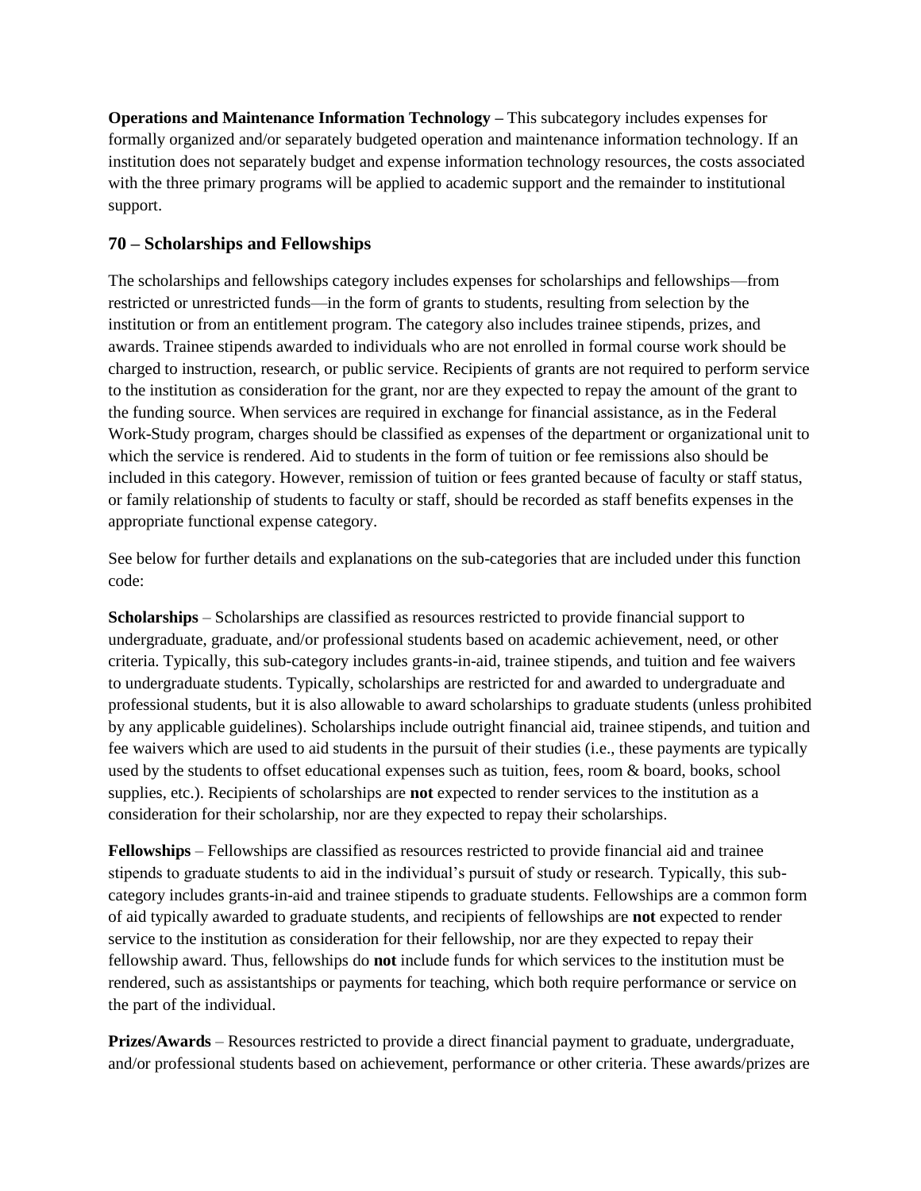**Operations and Maintenance Information Technology –** This subcategory includes expenses for formally organized and/or separately budgeted operation and maintenance information technology. If an institution does not separately budget and expense information technology resources, the costs associated with the three primary programs will be applied to academic support and the remainder to institutional support.

## 70 – Scholarships and Fellowships

The scholarships and fellowships category includes expenses for scholarships and fellowships—from restricted or unrestricted funds—in the form of grants to students, resulting from selection by the institution or from an entitlement program. The category also includes trainee stipends, prizes, and awards. Trainee stipends awarded to individuals who are not enrolled in formal course work should be charged to instruction, research, or public service. Recipients of grants are not required to perform service to the institution as consideration for the grant, nor are they expected to repay the amount of the grant to the funding source. When services are required in exchange for financial assistance, as in the Federal Work-Study program, charges should be classified as expenses of the department or organizational unit to which the service is rendered. Aid to students in the form of tuition or fee remissions also should be included in this category. However, remission of tuition or fees granted because of faculty or staff status, or family relationship of students to faculty or staff, should be recorded as staff benefits expenses in the appropriate functional expense category.

See below for further details and explanations on the sub-categories that are included under this function code:

**Scholarships** – Scholarships are classified as resources restricted to provide financial support to undergraduate, graduate, and/or professional students based on academic achievement, need, or other criteria. Typically, this sub-category includes grants-in-aid, trainee stipends, and tuition and fee waivers to undergraduate students. Typically, scholarships are restricted for and awarded to undergraduate and professional students, but it is also allowable to award scholarships to graduate students (unless prohibited by any applicable guidelines). Scholarships include outright financial aid, trainee stipends, and tuition and fee waivers which are used to aid students in the pursuit of their studies (i.e., these payments are typically used by the students to offset educational expenses such as tuition, fees, room & board, books, school supplies, etc.). Recipients of scholarships are **not** expected to render services to the institution as a consideration for their scholarship, nor are they expected to repay their scholarships.

**Fellowships** – Fellowships are classified as resources restricted to provide financial aid and trainee stipends to graduate students to aid in the individual's pursuit of study or research. Typically, this sub-category includes grants-in-aid and trainee stipends to graduate students. Fellowships are a common form of aid typically awarded to graduate students, and recipients of fellowships are **not** expected to render service to the institution as consideration for their fellowship, nor are they expected to repay their fellowship award. Thus, fellowships do **not** include funds for which services to the institution must be rendered, such as assistantships or payments for teaching, which both require performance or service on the part of the individual.

**Prizes/Awards** – Resources restricted to provide a direct financial payment to graduate, undergraduate, and/or professional students based on achievement, performance or other criteria. These awards/prizes are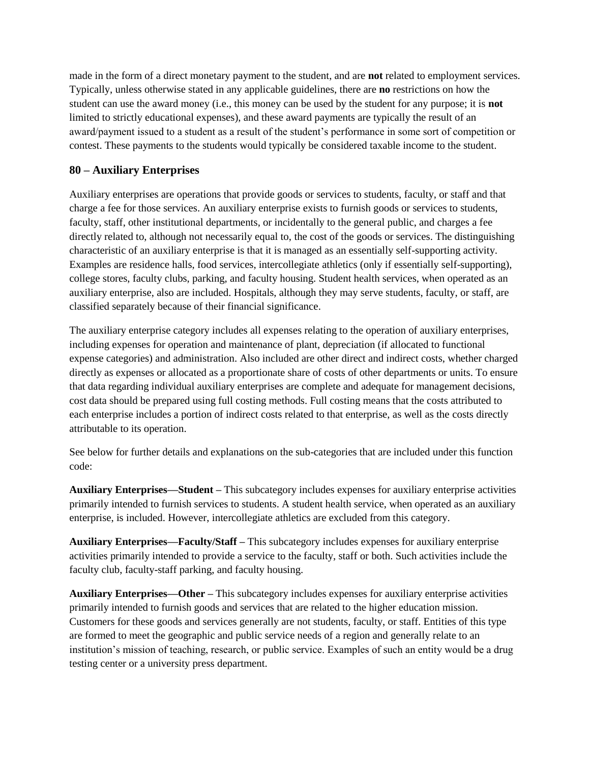made in the form of a direct monetary payment to the student, and are **not** related to employment services. Typically, unless otherwise stated in any applicable guidelines, there are **no** restrictions on how the student can use the award money (i.e., this money can be used by the student for any purpose; it is **not** limited to strictly educational expenses), and these award payments are typically the result of an award/payment issued to a student as a result of the student's performance in some sort of competition or contest. These payments to the students would typically be considered taxable income to the student.

## 80 – Auxiliary Enterprises

Auxiliary enterprises are operations that provide goods or services to students, faculty, or staff and that charge a fee for those services. An auxiliary enterprise exists to furnish goods or services to students, faculty, staff, other institutional departments, or incidentally to the general public, and charges a fee directly related to, although not necessarily equal to, the cost of the goods or services. The distinguishing characteristic of an auxiliary enterprise is that it is managed as an essentially self-supporting activity. Examples are residence halls, food services, intercollegiate athletics (only if essentially self-supporting), college stores, faculty clubs, parking, and faculty housing. Student health services, when operated as an auxiliary enterprise, also are included. Hospitals, although they may serve students, faculty, or staff, are classified separately because of their financial significance.

The auxiliary enterprise category includes all expenses relating to the operation of auxiliary enterprises, including expenses for operation and maintenance of plant, depreciation (if allocated to functional expense categories) and administration. Also included are other direct and indirect costs, whether charged directly as expenses or allocated as a proportionate share of costs of other departments or units. To ensure that data regarding individual auxiliary enterprises are complete and adequate for management decisions, cost data should be prepared using full costing methods. Full costing means that the costs attributed to each enterprise includes a portion of indirect costs related to that enterprise, as well as the costs directly attributable to its operation.

See below for further details and explanations on the sub-categories that are included under this function code:

**Auxiliary Enterprises—Student –** This subcategory includes expenses for auxiliary enterprise activities primarily intended to furnish services to students. A student health service, when operated as an auxiliary enterprise, is included. However, intercollegiate athletics are excluded from this category.

**Auxiliary Enterprises—Faculty/Staff –** This subcategory includes expenses for auxiliary enterprise activities primarily intended to provide a service to the faculty, staff or both. Such activities include the faculty club, faculty-staff parking, and faculty housing.

**Auxiliary Enterprises—Other –** This subcategory includes expenses for auxiliary enterprise activities primarily intended to furnish goods and services that are related to the higher education mission. Customers for these goods and services generally are not students, faculty, or staff. Entities of this type are formed to meet the geographic and public service needs of a region and generally relate to an institution's mission of teaching, research, or public service. Examples of such an entity would be a drug testing center or a university press department.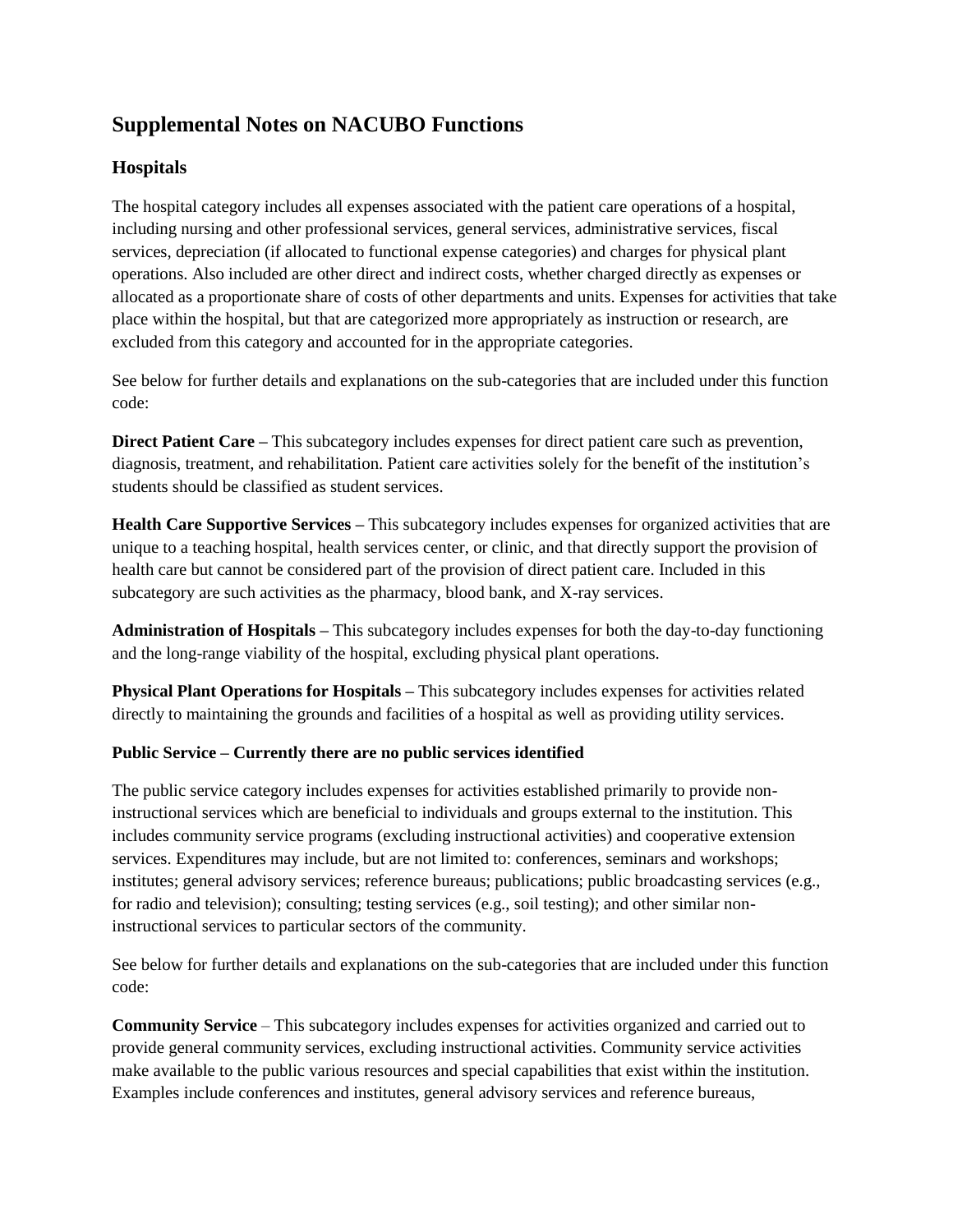## Supplemental Notes on NACUBO Functions

### Hospitals

The hospital category includes all expenses associated with the patient care operations of a hospital, including nursing and other professional services, general services, administrative services, fiscal services, depreciation (if allocated to functional expense categories) and charges for physical plant operations. Also included are other direct and indirect costs, whether charged directly as expenses or allocated as a proportionate share of costs of other departments and units. Expenses for activities that take place within the hospital, but that are categorized more appropriately as instruction or research, are excluded from this category and accounted for in the appropriate categories.

See below for further details and explanations on the sub-categories that are included under this function code:

**Direct Patient Care –** This subcategory includes expenses for direct patient care such as prevention, diagnosis, treatment, and rehabilitation. Patient care activities solely for the benefit of the institution's students should be classified as student services.

**Health Care Supportive Services –** This subcategory includes expenses for organized activities that are unique to a teaching hospital, health services center, or clinic, and that directly support the provision of health care but cannot be considered part of the provision of direct patient care. Included in this subcategory are such activities as the pharmacy, blood bank, and X-ray services.

**Administration of Hospitals –** This subcategory includes expenses for both the day-to-day functioning and the long-range viability of the hospital, excluding physical plant operations.

**Physical Plant Operations for Hospitals –** This subcategory includes expenses for activities related directly to maintaining the grounds and facilities of a hospital as well as providing utility services.

**Public Service – Currently there are no public services identified**

The public service category includes expenses for activities established primarily to provide non-instructional services which are beneficial to individuals and groups external to the institution. This includes community service programs (excluding instructional activities) and cooperative extension services. Expenditures may include, but are not limited to: conferences, seminars and workshops; institutes; general advisory services; reference bureaus; publications; public broadcasting services (e.g., for radio and television); consulting; testing services (e.g., soil testing); and other similar non-instructional services to particular sectors of the community.

See below for further details and explanations on the sub-categories that are included under this function code:

**Community Service** – This subcategory includes expenses for activities organized and carried out to provide general community services, excluding instructional activities. Community service activities make available to the public various resources and special capabilities that exist within the institution. Examples include conferences and institutes, general advisory services and reference bureaus,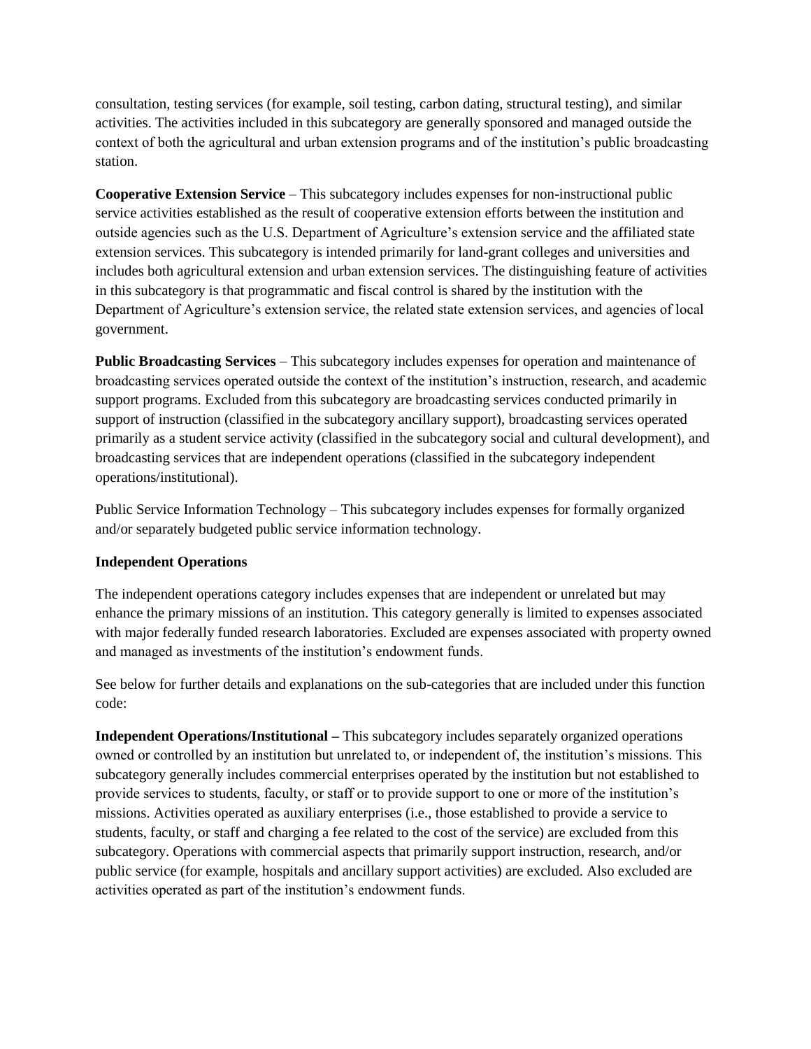consultation, testing services (for example, soil testing, carbon dating, structural testing), and similar activities. The activities included in this subcategory are generally sponsored and managed outside the context of both the agricultural and urban extension programs and of the institution's public broadcasting station.

**Cooperative Extension Service** – This subcategory includes expenses for non-instructional public service activities established as the result of cooperative extension efforts between the institution and outside agencies such as the U.S. Department of Agriculture's extension service and the affiliated state extension services. This subcategory is intended primarily for land-grant colleges and universities and includes both agricultural extension and urban extension services. The distinguishing feature of activities in this subcategory is that programmatic and fiscal control is shared by the institution with the Department of Agriculture's extension service, the related state extension services, and agencies of local government.

**Public Broadcasting Services** – This subcategory includes expenses for operation and maintenance of broadcasting services operated outside the context of the institution's instruction, research, and academic support programs. Excluded from this subcategory are broadcasting services conducted primarily in support of instruction (classified in the subcategory ancillary support), broadcasting services operated primarily as a student service activity (classified in the subcategory social and cultural development), and broadcasting services that are independent operations (classified in the subcategory independent operations/institutional).

Public Service Information Technology – This subcategory includes expenses for formally organized and/or separately budgeted public service information technology.

**Independent Operations**

The independent operations category includes expenses that are independent or unrelated but may enhance the primary missions of an institution. This category generally is limited to expenses associated with major federally funded research laboratories. Excluded are expenses associated with property owned and managed as investments of the institution's endowment funds.

See below for further details and explanations on the sub-categories that are included under this function code:

**Independent Operations/Institutional –** This subcategory includes separately organized operations owned or controlled by an institution but unrelated to, or independent of, the institution's missions. This subcategory generally includes commercial enterprises operated by the institution but not established to provide services to students, faculty, or staff or to provide support to one or more of the institution's missions. Activities operated as auxiliary enterprises (i.e., those established to provide a service to students, faculty, or staff and charging a fee related to the cost of the service) are excluded from this subcategory. Operations with commercial aspects that primarily support instruction, research, and/or public service (for example, hospitals and ancillary support activities) are excluded. Also excluded are activities operated as part of the institution's endowment funds.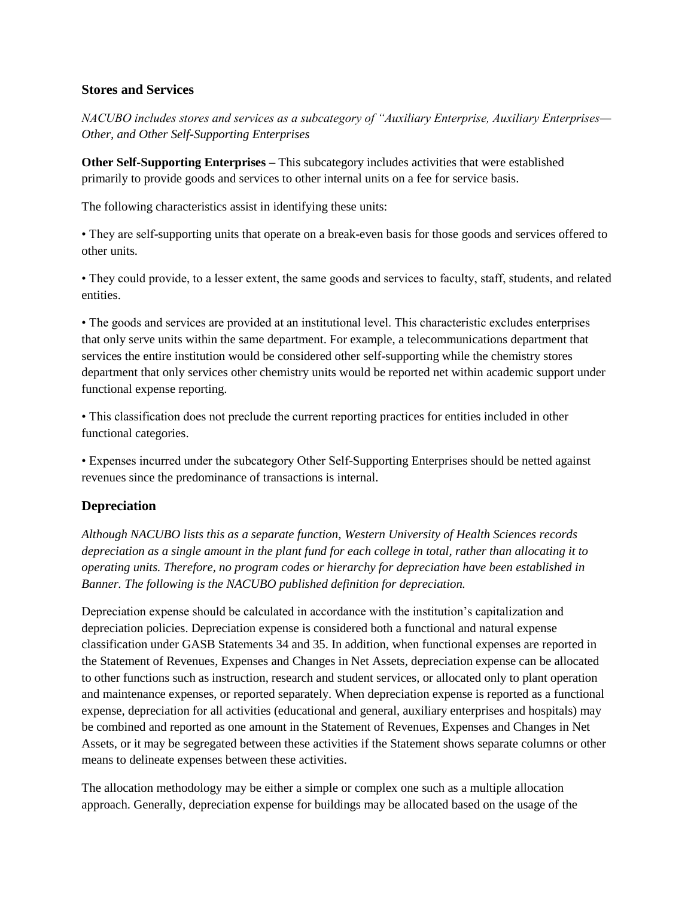### Stores and Services

*NACUBO includes stores and services as a subcategory of "Auxiliary Enterprise, Auxiliary Enterprises—Other, and Other Self-Supporting Enterprises*

**Other Self-Supporting Enterprises –** This subcategory includes activities that were established primarily to provide goods and services to other internal units on a fee for service basis.

The following characteristics assist in identifying these units:

• They are self-supporting units that operate on a break-even basis for those goods and services offered to other units.

• They could provide, to a lesser extent, the same goods and services to faculty, staff, students, and related entities.

• The goods and services are provided at an institutional level. This characteristic excludes enterprises that only serve units within the same department. For example, a telecommunications department that services the entire institution would be considered other self-supporting while the chemistry stores department that only services other chemistry units would be reported net within academic support under functional expense reporting.

• This classification does not preclude the current reporting practices for entities included in other functional categories.

• Expenses incurred under the subcategory Other Self-Supporting Enterprises should be netted against revenues since the predominance of transactions is internal.

## Depreciation

*Although NACUBO lists this as a separate function, Western University of Health Sciences records depreciation as a single amount in the plant fund for each college in total, rather than allocating it to operating units. Therefore, no program codes or hierarchy for depreciation have been established in Banner. The following is the NACUBO published definition for depreciation.*

Depreciation expense should be calculated in accordance with the institution's capitalization and depreciation policies. Depreciation expense is considered both a functional and natural expense classification under GASB Statements 34 and 35. In addition, when functional expenses are reported in the Statement of Revenues, Expenses and Changes in Net Assets, depreciation expense can be allocated to other functions such as instruction, research and student services, or allocated only to plant operation and maintenance expenses, or reported separately. When depreciation expense is reported as a functional expense, depreciation for all activities (educational and general, auxiliary enterprises and hospitals) may be combined and reported as one amount in the Statement of Revenues, Expenses and Changes in Net Assets, or it may be segregated between these activities if the Statement shows separate columns or other means to delineate expenses between these activities.

The allocation methodology may be either a simple or complex one such as a multiple allocation approach. Generally, depreciation expense for buildings may be allocated based on the usage of the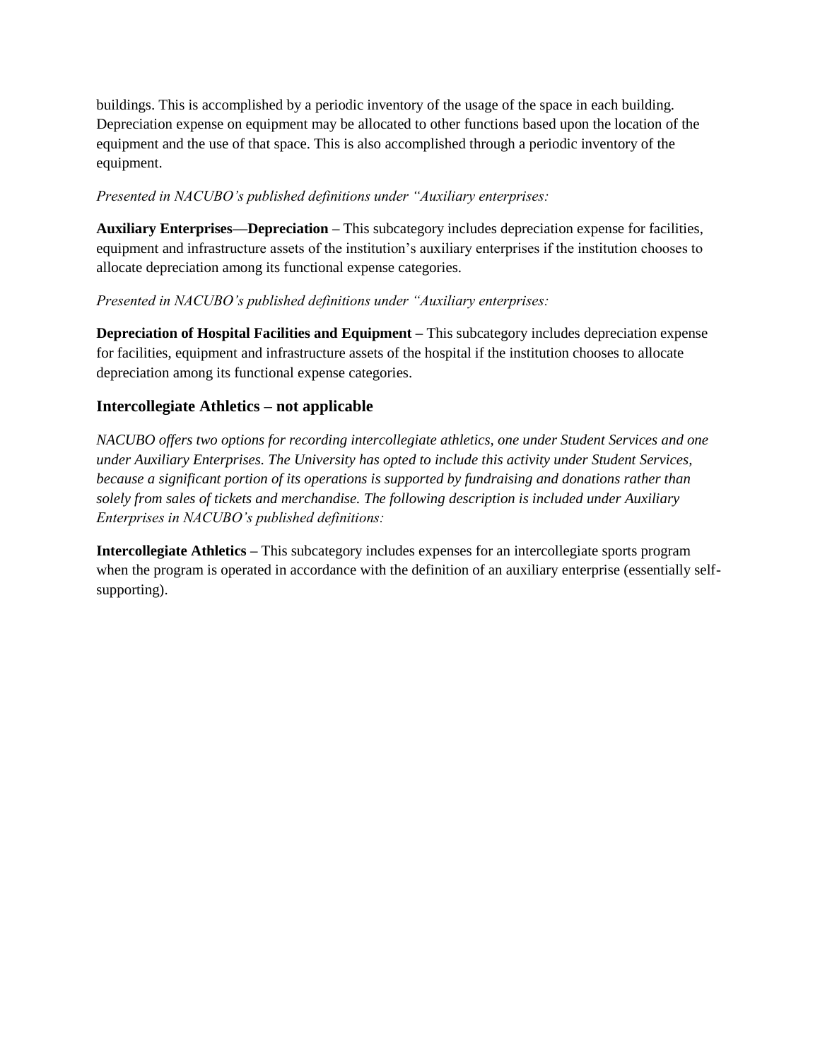buildings. This is accomplished by a periodic inventory of the usage of the space in each building. Depreciation expense on equipment may be allocated to other functions based upon the location of the equipment and the use of that space. This is also accomplished through a periodic inventory of the equipment.

*Presented in NACUBO's published definitions under "Auxiliary enterprises:*

**Auxiliary Enterprises—Depreciation** – This subcategory includes depreciation expense for facilities, equipment and infrastructure assets of the institution's auxiliary enterprises if the institution chooses to allocate depreciation among its functional expense categories.

*Presented in NACUBO's published definitions under "Auxiliary enterprises:*

**Depreciation of Hospital Facilities and Equipment** – This subcategory includes depreciation expense for facilities, equipment and infrastructure assets of the hospital if the institution chooses to allocate depreciation among its functional expense categories.

## Intercollegiate Athletics – not applicable

*NACUBO offers two options for recording intercollegiate athletics, one under Student Services and one under Auxiliary Enterprises. The University has opted to include this activity under Student Services, because a significant portion of its operations is supported by fundraising and donations rather than solely from sales of tickets and merchandise. The following description is included under Auxiliary Enterprises in NACUBO's published definitions:*

**Intercollegiate Athletics** – This subcategory includes expenses for an intercollegiate sports program when the program is operated in accordance with the definition of an auxiliary enterprise (essentially self-supporting).